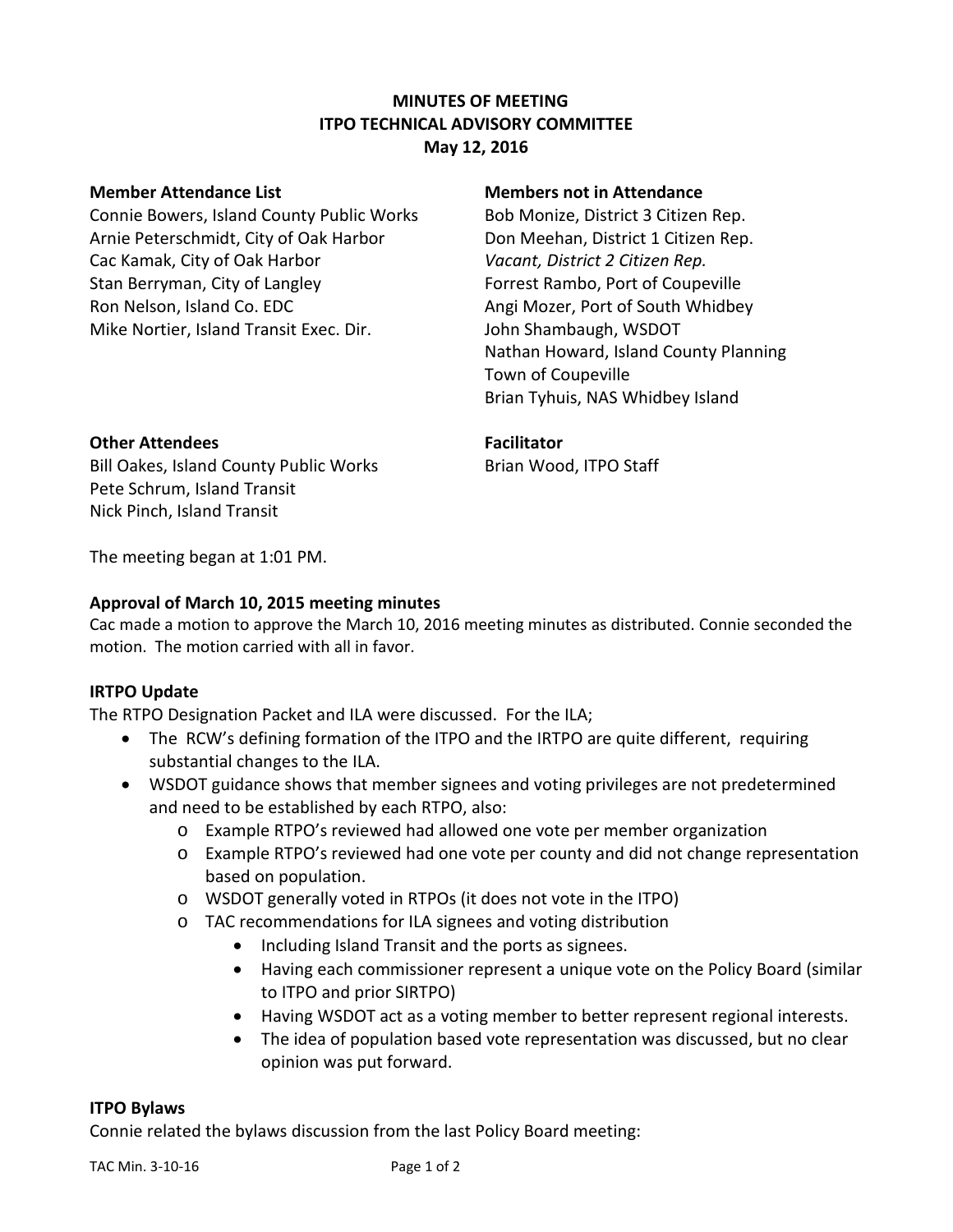**MINUTES OF MEETING**
**ITPO TECHNICAL ADVISORY COMMITTEE**
**May 12, 2016**

**Member Attendance List**
Connie Bowers, Island County Public Works
Arnie Peterschmidt, City of Oak Harbor
Cac Kamak, City of Oak Harbor
Stan Berryman, City of Langley
Ron Nelson, Island Co. EDC
Mike Nortier, Island Transit Exec. Dir.

**Members not in Attendance**
Bob Monize, District 3 Citizen Rep.
Don Meehan, District 1 Citizen Rep.
*Vacant, District 2 Citizen Rep.*
Forrest Rambo, Port of Coupeville
Angi Mozer, Port of South Whidbey
John Shambaugh, WSDOT
Nathan Howard, Island County Planning
Town of Coupeville
Brian Tyhuis, NAS Whidbey Island

**Other Attendees**
Bill Oakes, Island County Public Works
Pete Schrum, Island Transit
Nick Pinch, Island Transit

**Facilitator**
Brian Wood, ITPO Staff

The meeting began at 1:01 PM.

**Approval of March 10, 2015 meeting minutes**
Cac made a motion to approve the March 10, 2016 meeting minutes as distributed. Connie seconded the motion. The motion carried with all in favor.

**IRTPO Update**
The RTPO Designation Packet and ILA were discussed. For the ILA;

- The RCW's defining formation of the ITPO and the IRTPO are quite different, requiring substantial changes to the ILA.
- WSDOT guidance shows that member signees and voting privileges are not predetermined and need to be established by each RTPO, also:
  - Example RTPO's reviewed had allowed one vote per member organization
  - Example RTPO's reviewed had one vote per county and did not change representation based on population.
  - WSDOT generally voted in RTPOs (it does not vote in the ITPO)
  - TAC recommendations for ILA signees and voting distribution
    - Including Island Transit and the ports as signees.
    - Having each commissioner represent a unique vote on the Policy Board (similar to ITPO and prior SIRTPO)
    - Having WSDOT act as a voting member to better represent regional interests.
    - The idea of population based vote representation was discussed, but no clear opinion was put forward.

**ITPO Bylaws**
Connie related the bylaws discussion from the last Policy Board meeting: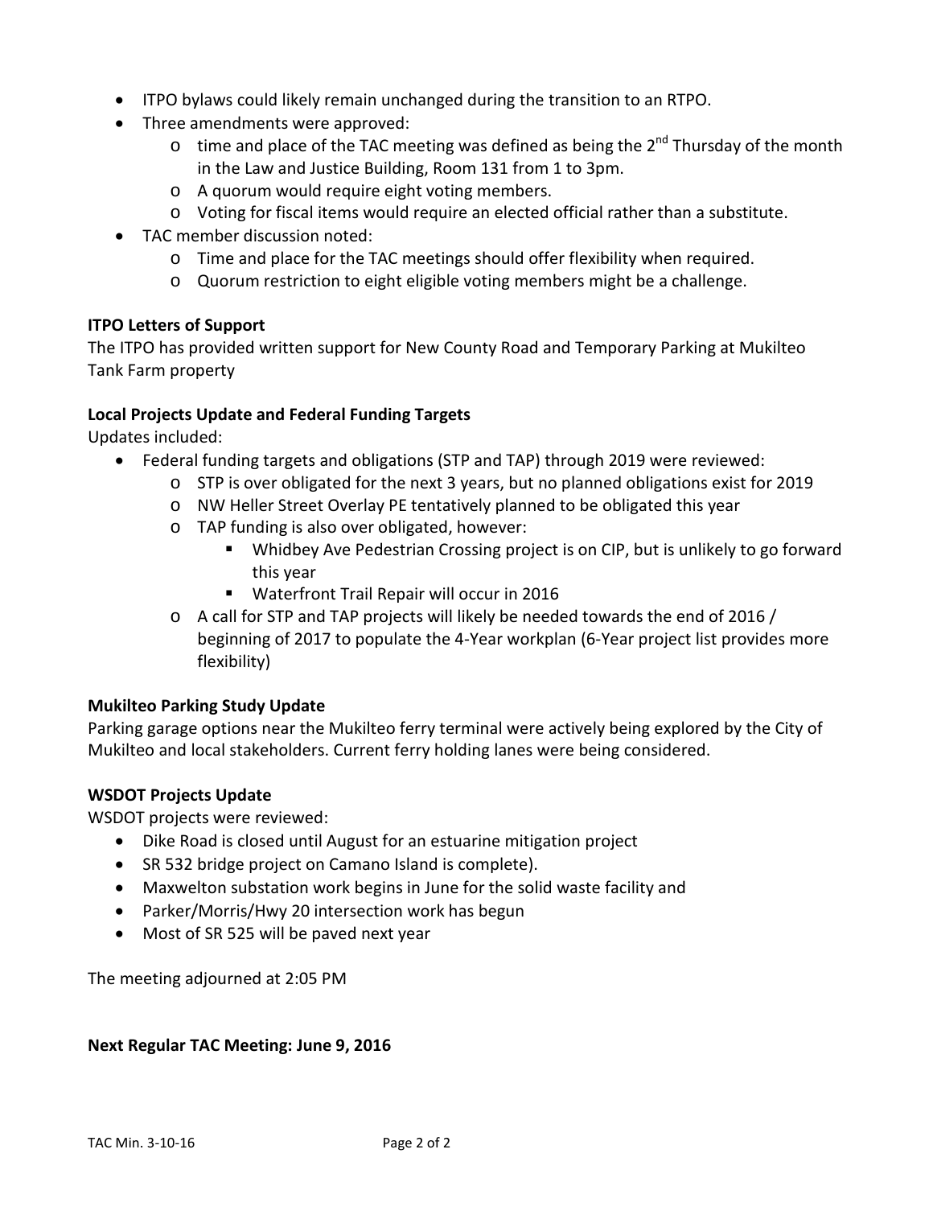- ITPO bylaws could likely remain unchanged during the transition to an RTPO.
- Three amendments were approved:
  - time and place of the TAC meeting was defined as being the 2nd Thursday of the month in the Law and Justice Building, Room 131 from 1 to 3pm.
  - A quorum would require eight voting members.
  - Voting for fiscal items would require an elected official rather than a substitute.
- TAC member discussion noted:
  - Time and place for the TAC meetings should offer flexibility when required.
  - Quorum restriction to eight eligible voting members might be a challenge.

**ITPO Letters of Support**

The ITPO has provided written support for New County Road and Temporary Parking at Mukilteo Tank Farm property

**Local Projects Update and Federal Funding Targets**

Updates included:

- Federal funding targets and obligations (STP and TAP) through 2019 were reviewed:
  - STP is over obligated for the next 3 years, but no planned obligations exist for 2019
  - NW Heller Street Overlay PE tentatively planned to be obligated this year
  - TAP funding is also over obligated, however:
    - Whidbey Ave Pedestrian Crossing project is on CIP, but is unlikely to go forward this year
    - Waterfront Trail Repair will occur in 2016
  - A call for STP and TAP projects will likely be needed towards the end of 2016 / beginning of 2017 to populate the 4-Year workplan (6-Year project list provides more flexibility)

**Mukilteo Parking Study Update**

Parking garage options near the Mukilteo ferry terminal were actively being explored by the City of Mukilteo and local stakeholders. Current ferry holding lanes were being considered.

**WSDOT Projects Update**

WSDOT projects were reviewed:

- Dike Road is closed until August for an estuarine mitigation project
- SR 532 bridge project on Camano Island is complete).
- Maxwelton substation work begins in June for the solid waste facility and
- Parker/Morris/Hwy 20 intersection work has begun
- Most of SR 525 will be paved next year

The meeting adjourned at 2:05 PM

**Next Regular TAC Meeting: June 9, 2016**